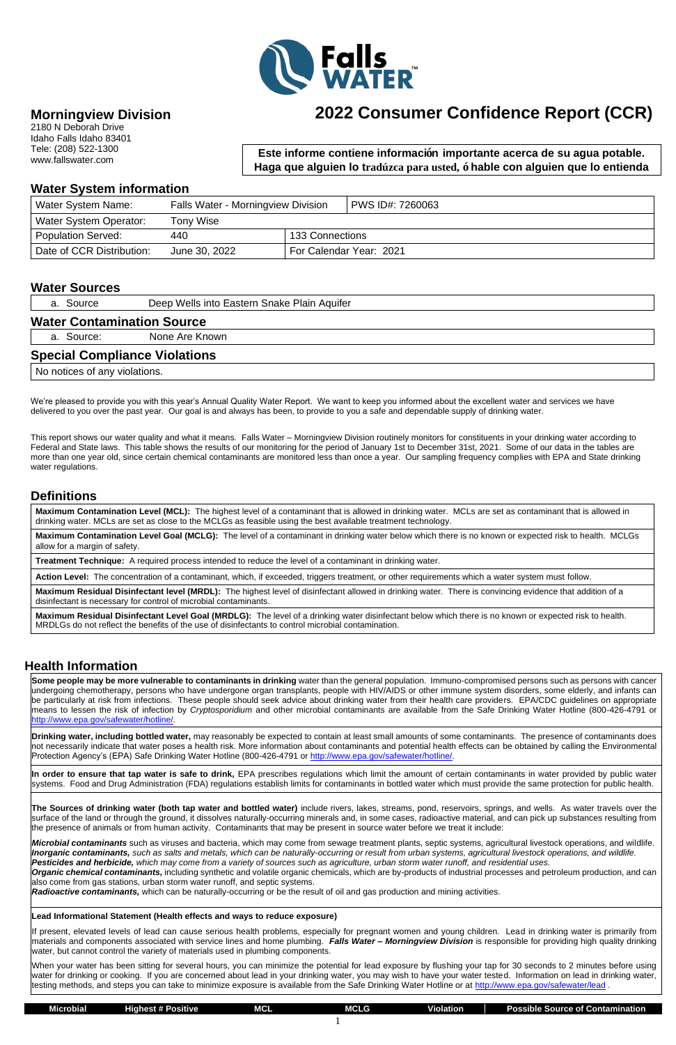Falls WATER™

## Morningview Division

2180 N Deborah Drive
Idaho Falls Idaho 83401
Tele: (208) 522-1300
www.fallswater.com

# 2022 Consumer Confidence Report (CCR)

**Este informe contiene informacíón importante acerca de su agua potable. Haga que alguien lo tradúzca para usted, ó hable con alguien que lo entienda**

## Water System information

| Water System Name: | Falls Water - Morningview Division | | PWS ID#: 7260063 |
|---|---|---|---|
| Water System Operator: | Tony Wise | | |
| Population Served: | 440 | 133 Connections | |
| Date of CCR Distribution: | June 30, 2022 | For Calendar Year: 2021 | |

## Water Sources

| a. Source | Deep Wells into Eastern Snake Plain Aquifer |
|---|---|

## Water Contamination Source

| a. Source: | None Are Known |
|---|---|

## Special Compliance Violations

No notices of any violations.

We're pleased to provide you with this year's Annual Quality Water Report. We want to keep you informed about the excellent water and services we have delivered to you over the past year. Our goal is and always has been, to provide to you a safe and dependable supply of drinking water.

This report shows our water quality and what it means. Falls Water – Morningview Division routinely monitors for constituents in your drinking water according to Federal and State laws. This table shows the results of our monitoring for the period of January 1st to December 31st, 2021. Some of our data in the tables are more than one year old, since certain chemical contaminants are monitored less than once a year. Our sampling frequency complies with EPA and State drinking water regulations.

## Definitions

**Maximum Contamination Level (MCL):** The highest level of a contaminant that is allowed in drinking water. MCLs are set as contaminant that is allowed in drinking water. MCLs are set as close to the MCLGs as feasible using the best available treatment technology.

**Maximum Contamination Level Goal (MCLG):** The level of a contaminant in drinking water below which there is no known or expected risk to health. MCLGs allow for a margin of safety.

**Treatment Technique:** A required process intended to reduce the level of a contaminant in drinking water.

**Action Level:** The concentration of a contaminant, which, if exceeded, triggers treatment, or other requirements which a water system must follow.

**Maximum Residual Disinfectant level (MRDL):** The highest level of disinfectant allowed in drinking water. There is convincing evidence that addition of a disinfectant is necessary for control of microbial contaminants.

**Maximum Residual Disinfectant Level Goal (MRDLG):** The level of a drinking water disinfectant below which there is no known or expected risk to health. MRDLGs do not reflect the benefits of the use of disinfectants to control microbial contamination.

## Health Information

**Some people may be more vulnerable to contaminants in drinking** water than the general population. Immuno-compromised persons such as persons with cancer undergoing chemotherapy, persons who have undergone organ transplants, people with HIV/AIDS or other immune system disorders, some elderly, and infants can be particularly at risk from infections. These people should seek advice about drinking water from their health care providers. EPA/CDC guidelines on appropriate means to lessen the risk of infection by *Cryptosporidium* and other microbial contaminants are available from the Safe Drinking Water Hotline (800-426-4791 or http://www.epa.gov/safewater/hotline/.

**Drinking water, including bottled water,** may reasonably be expected to contain at least small amounts of some contaminants. The presence of contaminants does not necessarily indicate that water poses a health risk. More information about contaminants and potential health effects can be obtained by calling the Environmental Protection Agency's (EPA) Safe Drinking Water Hotline (800-426-4791 or http://www.epa.gov/safewater/hotline/.

**In order to ensure that tap water is safe to drink,** EPA prescribes regulations which limit the amount of certain contaminants in water provided by public water systems. Food and Drug Administration (FDA) regulations establish limits for contaminants in bottled water which must provide the same protection for public health.

**The Sources of drinking water (both tap water and bottled water)** include rivers, lakes, streams, pond, reservoirs, springs, and wells. As water travels over the surface of the land or through the ground, it dissolves naturally-occurring minerals and, in some cases, radioactive material, and can pick up substances resulting from the presence of animals or from human activity. Contaminants that may be present in source water before we treat it include:

***Microbial contaminants*** such as viruses and bacteria, which may come from sewage treatment plants, septic systems, agricultural livestock operations, and wildlife.
***Inorganic contaminants,*** *such as salts and metals, which can be naturally-occurring or result from urban systems, agricultural livestock operations, and wildlife.*
***Pesticides and herbicide,*** *which may come from a variety of sources such as agriculture, urban storm water runoff, and residential uses.*
***Organic chemical contaminants,*** including synthetic and volatile organic chemicals, which are by-products of industrial processes and petroleum production, and can also come from gas stations, urban storm water runoff, and septic systems.
***Radioactive contaminants,*** which can be naturally-occurring or be the result of oil and gas production and mining activities.

**Lead Informational Statement (Health effects and ways to reduce exposure)**

If present, elevated levels of lead can cause serious health problems, especially for pregnant women and young children. Lead in drinking water is primarily from materials and components associated with service lines and home plumbing. ***Falls Water – Morningview Division*** is responsible for providing high quality drinking water, but cannot control the variety of materials used in plumbing components.

When your water has been sitting for several hours, you can minimize the potential for lead exposure by flushing your tap for 30 seconds to 2 minutes before using water for drinking or cooking. If you are concerned about lead in your drinking water, you may wish to have your water tested. Information on lead in drinking water, testing methods, and steps you can take to minimize exposure is available from the Safe Drinking Water Hotline or at http://www.epa.gov/safewater/lead .

| Microbial | Highest # Positive | MCL | MCLG | Violation | Possible Source of Contamination |
|---|---|---|---|---|---|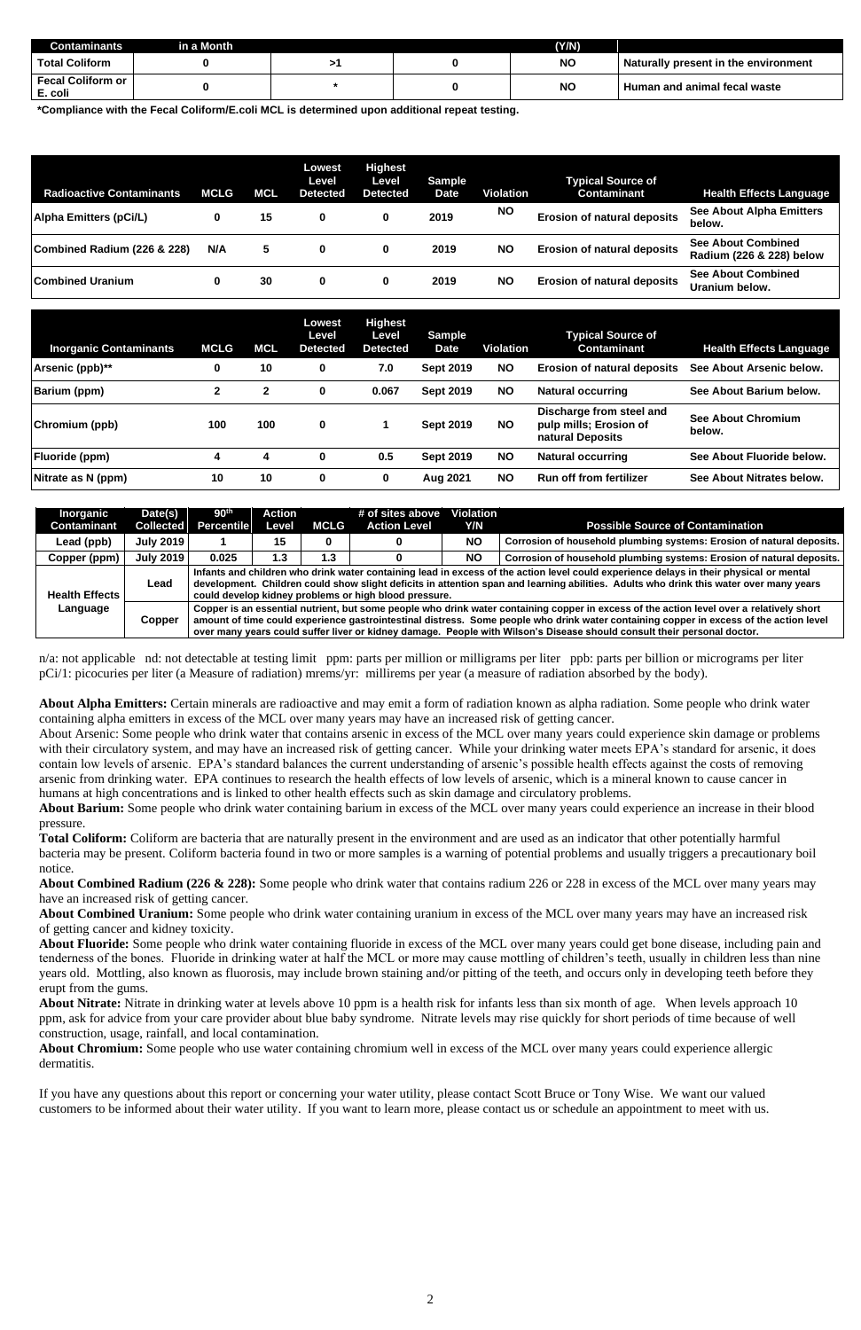| Contaminants | in a Month | | | (Y/N) | |
|---|---|---|---|---|---|
| Total Coliform | 0 | >1 | 0 | NO | Naturally present in the environment |
| Fecal Coliform or E. coli | 0 | * | 0 | NO | Human and animal fecal waste |

*Compliance with the Fecal Coliform/E.coli MCL is determined upon additional repeat testing.

| Radioactive Contaminants | MCLG | MCL | Lowest Level Detected | Highest Level Detected | Sample Date | Violation | Typical Source of Contaminant | Health Effects Language |
|---|---|---|---|---|---|---|---|---|
| Alpha Emitters (pCi/L) | 0 | 15 | 0 | 0 | 2019 | NO | Erosion of natural deposits | See About Alpha Emitters below. |
| Combined Radium (226 & 228) | N/A | 5 | 0 | 0 | 2019 | NO | Erosion of natural deposits | See About Combined Radium (226 & 228) below |
| Combined Uranium | 0 | 30 | 0 | 0 | 2019 | NO | Erosion of natural deposits | See About Combined Uranium below. |

| Inorganic Contaminants | MCLG | MCL | Lowest Level Detected | Highest Level Detected | Sample Date | Violation | Typical Source of Contaminant | Health Effects Language |
|---|---|---|---|---|---|---|---|---|
| Arsenic (ppb)** | 0 | 10 | 0 | 7.0 | Sept 2019 | NO | Erosion of natural deposits | See About Arsenic below. |
| Barium (ppm) | 2 | 2 | 0 | 0.067 | Sept 2019 | NO | Natural occurring | See About Barium below. |
| Chromium (ppb) | 100 | 100 | 0 | 1 | Sept 2019 | NO | Discharge from steel and pulp mills; Erosion of natural Deposits | See About Chromium below. |
| Fluoride (ppm) | 4 | 4 | 0 | 0.5 | Sept 2019 | NO | Natural occurring | See About Fluoride below. |
| Nitrate as N (ppm) | 10 | 10 | 0 | 0 | Aug 2021 | NO | Run off from fertilizer | See About Nitrates below. |

| Inorganic Contaminant | Date(s) Collected | 90th Percentile | Action Level | MCLG | # of sites above Action Level | Violation Y/N | Possible Source of Contamination |
|---|---|---|---|---|---|---|---|
| Lead (ppb) | July 2019 | 1 | 15 | 0 | 0 | NO | Corrosion of household plumbing systems: Erosion of natural deposits. |
| Copper (ppm) | July 2019 | 0.025 | 1.3 | 1.3 | 0 | NO | Corrosion of household plumbing systems: Erosion of natural deposits. |
| Health Effects Language | Lead | Infants and children who drink water containing lead in excess of the action level could experience delays in their physical or mental development. Children could show slight deficits in attention span and learning abilities. Adults who drink this water over many years could develop kidney problems or high blood pressure. | | | | | |
| | Copper | Copper is an essential nutrient, but some people who drink water containing copper in excess of the action level over a relatively short amount of time could experience gastrointestinal distress. Some people who drink water containing copper in excess of the action level over many years could suffer liver or kidney damage. People with Wilson's Disease should consult their personal doctor. | | | | | |

n/a: not applicable nd: not detectable at testing limit ppm: parts per million or milligrams per liter ppb: parts per billion or micrograms per liter pCi/1: picocuries per liter (a Measure of radiation) mrems/yr: millirems per year (a measure of radiation absorbed by the body).

**About Alpha Emitters:** Certain minerals are radioactive and may emit a form of radiation known as alpha radiation. Some people who drink water containing alpha emitters in excess of the MCL over many years may have an increased risk of getting cancer.

About Arsenic: Some people who drink water that contains arsenic in excess of the MCL over many years could experience skin damage or problems with their circulatory system, and may have an increased risk of getting cancer. While your drinking water meets EPA's standard for arsenic, it does contain low levels of arsenic. EPA's standard balances the current understanding of arsenic's possible health effects against the costs of removing arsenic from drinking water. EPA continues to research the health effects of low levels of arsenic, which is a mineral known to cause cancer in humans at high concentrations and is linked to other health effects such as skin damage and circulatory problems.

**About Barium:** Some people who drink water containing barium in excess of the MCL over many years could experience an increase in their blood pressure.

**Total Coliform:** Coliform are bacteria that are naturally present in the environment and are used as an indicator that other potentially harmful bacteria may be present. Coliform bacteria found in two or more samples is a warning of potential problems and usually triggers a precautionary boil notice.

**About Combined Radium (226 & 228):** Some people who drink water that contains radium 226 or 228 in excess of the MCL over many years may have an increased risk of getting cancer.

**About Combined Uranium:** Some people who drink water containing uranium in excess of the MCL over many years may have an increased risk of getting cancer and kidney toxicity.

**About Fluoride:** Some people who drink water containing fluoride in excess of the MCL over many years could get bone disease, including pain and tenderness of the bones. Fluoride in drinking water at half the MCL or more may cause mottling of children's teeth, usually in children less than nine years old. Mottling, also known as fluorosis, may include brown staining and/or pitting of the teeth, and occurs only in developing teeth before they erupt from the gums.

**About Nitrate:** Nitrate in drinking water at levels above 10 ppm is a health risk for infants less than six month of age. When levels approach 10 ppm, ask for advice from your care provider about blue baby syndrome. Nitrate levels may rise quickly for short periods of time because of well construction, usage, rainfall, and local contamination.

**About Chromium:** Some people who use water containing chromium well in excess of the MCL over many years could experience allergic dermatitis.

If you have any questions about this report or concerning your water utility, please contact Scott Bruce or Tony Wise. We want our valued customers to be informed about their water utility. If you want to learn more, please contact us or schedule an appointment to meet with us.